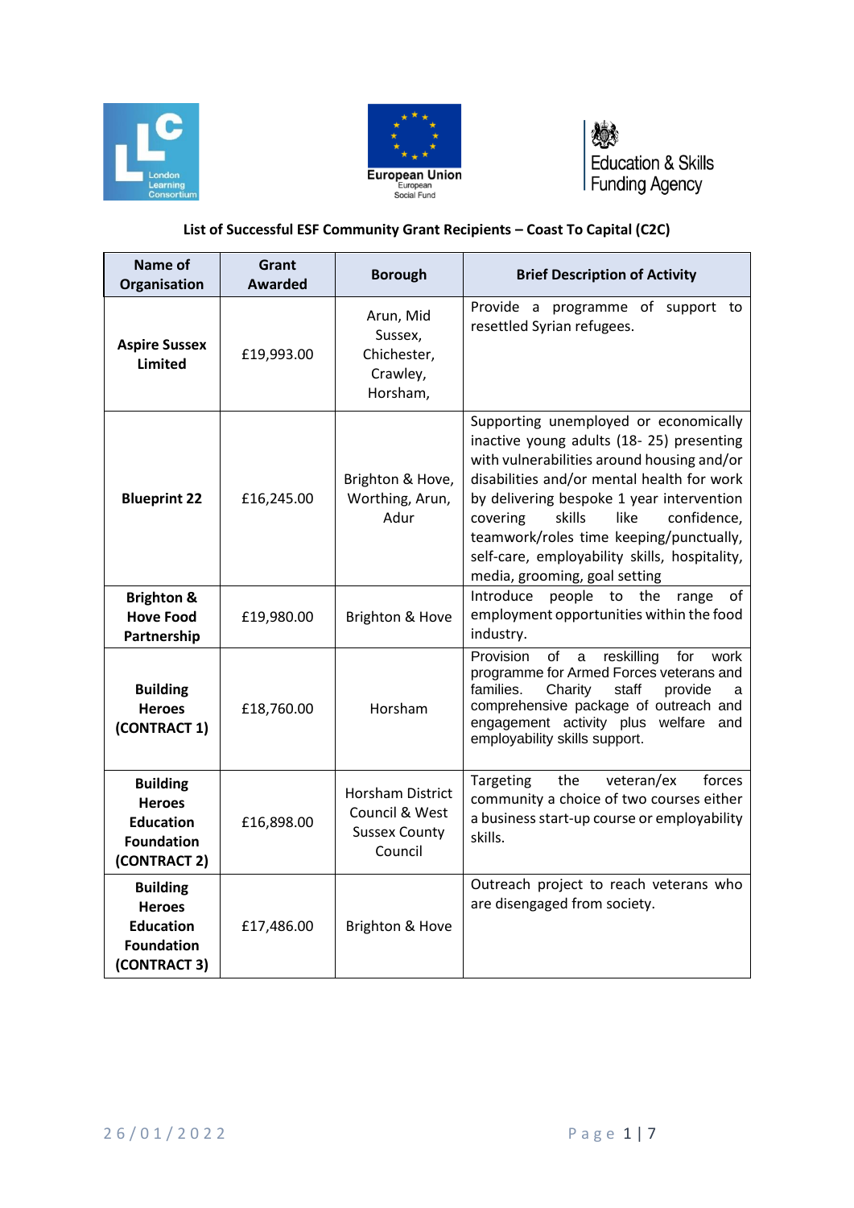**List of Successful ESF Community Grant Recipients – Coast To Capital (C2C)**

| Name of Organisation | Grant Awarded | Borough | Brief Description of Activity |
|---|---|---|---|
| **Aspire Sussex Limited** | £19,993.00 | Arun, Mid Sussex, Chichester, Crawley, Horsham, | Provide a programme of support to resettled Syrian refugees. |
| **Blueprint 22** | £16,245.00 | Brighton & Hove, Worthing, Arun, Adur | Supporting unemployed or economically inactive young adults (18- 25) presenting with vulnerabilities around housing and/or disabilities and/or mental health for work by delivering bespoke 1 year intervention covering skills like confidence, teamwork/roles time keeping/punctually, self-care, employability skills, hospitality, media, grooming, goal setting |
| **Brighton & Hove Food Partnership** | £19,980.00 | Brighton & Hove | Introduce people to the range of employment opportunities within the food industry. |
| **Building Heroes (CONTRACT 1)** | £18,760.00 | Horsham | Provision of a reskilling for work programme for Armed Forces veterans and families. Charity staff provide a comprehensive package of outreach and engagement activity plus welfare and employability skills support. |
| **Building Heroes Education Foundation (CONTRACT 2)** | £16,898.00 | Horsham District Council & West Sussex County Council | Targeting the veteran/ex forces community a choice of two courses either a business start-up course or employability skills. |
| **Building Heroes Education Foundation (CONTRACT 3)** | £17,486.00 | Brighton & Hove | Outreach project to reach veterans who are disengaged from society. |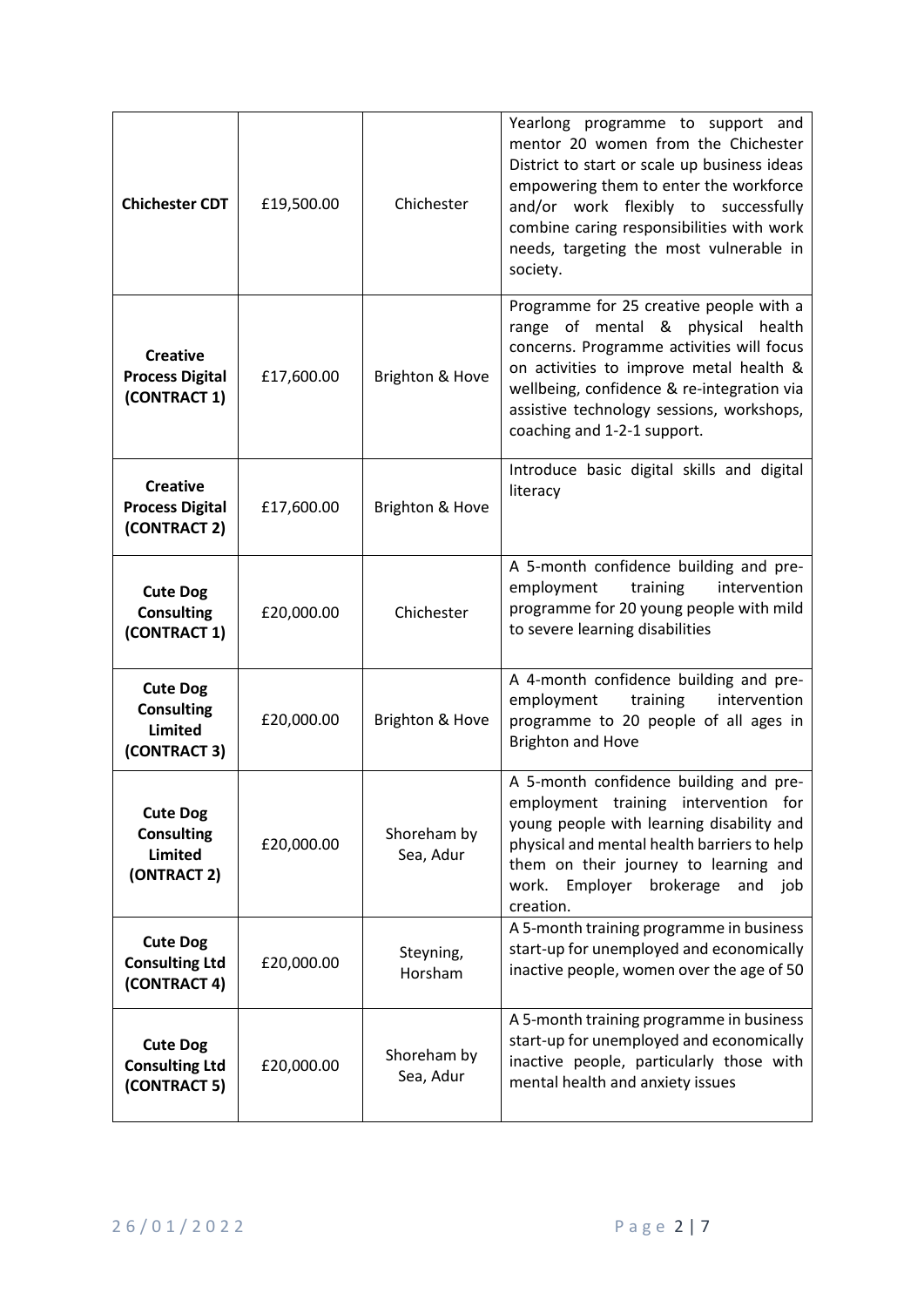| **Chichester CDT** | £19,500.00 | Chichester | Yearlong programme to support and mentor 20 women from the Chichester District to start or scale up business ideas empowering them to enter the workforce and/or work flexibly to successfully combine caring responsibilities with work needs, targeting the most vulnerable in society. |
|---|---|---|---|
| **Creative Process Digital (CONTRACT 1)** | £17,600.00 | Brighton & Hove | Programme for 25 creative people with a range of mental & physical health concerns. Programme activities will focus on activities to improve metal health & wellbeing, confidence & re-integration via assistive technology sessions, workshops, coaching and 1-2-1 support. |
| **Creative Process Digital (CONTRACT 2)** | £17,600.00 | Brighton & Hove | Introduce basic digital skills and digital literacy |
| **Cute Dog Consulting (CONTRACT 1)** | £20,000.00 | Chichester | A 5-month confidence building and pre-employment training intervention programme for 20 young people with mild to severe learning disabilities |
| **Cute Dog Consulting Limited (CONTRACT 3)** | £20,000.00 | Brighton & Hove | A 4-month confidence building and pre-employment training intervention programme to 20 people of all ages in Brighton and Hove |
| **Cute Dog Consulting Limited (ONTRACT 2)** | £20,000.00 | Shoreham by Sea, Adur | A 5-month confidence building and pre-employment training intervention for young people with learning disability and physical and mental health barriers to help them on their journey to learning and work. Employer brokerage and job creation. |
| **Cute Dog Consulting Ltd (CONTRACT 4)** | £20,000.00 | Steyning, Horsham | A 5-month training programme in business start-up for unemployed and economically inactive people, women over the age of 50 |
| **Cute Dog Consulting Ltd (CONTRACT 5)** | £20,000.00 | Shoreham by Sea, Adur | A 5-month training programme in business start-up for unemployed and economically inactive people, particularly those with mental health and anxiety issues |

26/01/2022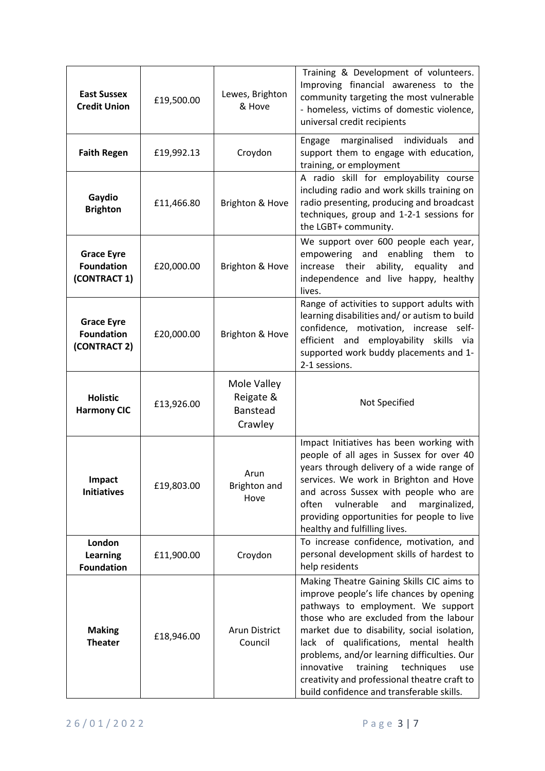| | | | |
|---|---|---|---|
| **East Sussex Credit Union** | £19,500.00 | Lewes, Brighton & Hove | Training & Development of volunteers. Improving financial awareness to the community targeting the most vulnerable - homeless, victims of domestic violence, universal credit recipients |
| **Faith Regen** | £19,992.13 | Croydon | Engage marginalised individuals and support them to engage with education, training, or employment |
| **Gaydio Brighton** | £11,466.80 | Brighton & Hove | A radio skill for employability course including radio and work skills training on radio presenting, producing and broadcast techniques, group and 1-2-1 sessions for the LGBT+ community. |
| **Grace Eyre Foundation (CONTRACT 1)** | £20,000.00 | Brighton & Hove | We support over 600 people each year, empowering and enabling them to increase their ability, equality and independence and live happy, healthy lives. |
| **Grace Eyre Foundation (CONTRACT 2)** | £20,000.00 | Brighton & Hove | Range of activities to support adults with learning disabilities and/ or autism to build confidence, motivation, increase self-efficient and employability skills via supported work buddy placements and 1-2-1 sessions. |
| **Holistic Harmony CIC** | £13,926.00 | Mole Valley Reigate & Banstead Crawley | Not Specified |
| **Impact Initiatives** | £19,803.00 | Arun Brighton and Hove | Impact Initiatives has been working with people of all ages in Sussex for over 40 years through delivery of a wide range of services. We work in Brighton and Hove and across Sussex with people who are often vulnerable and marginalized, providing opportunities for people to live healthy and fulfilling lives. |
| **London Learning Foundation** | £11,900.00 | Croydon | To increase confidence, motivation, and personal development skills of hardest to help residents |
| **Making Theater** | £18,946.00 | Arun District Council | Making Theatre Gaining Skills CIC aims to improve people's life chances by opening pathways to employment. We support those who are excluded from the labour market due to disability, social isolation, lack of qualifications, mental health problems, and/or learning difficulties. Our innovative training techniques use creativity and professional theatre craft to build confidence and transferable skills. |

26/01/2022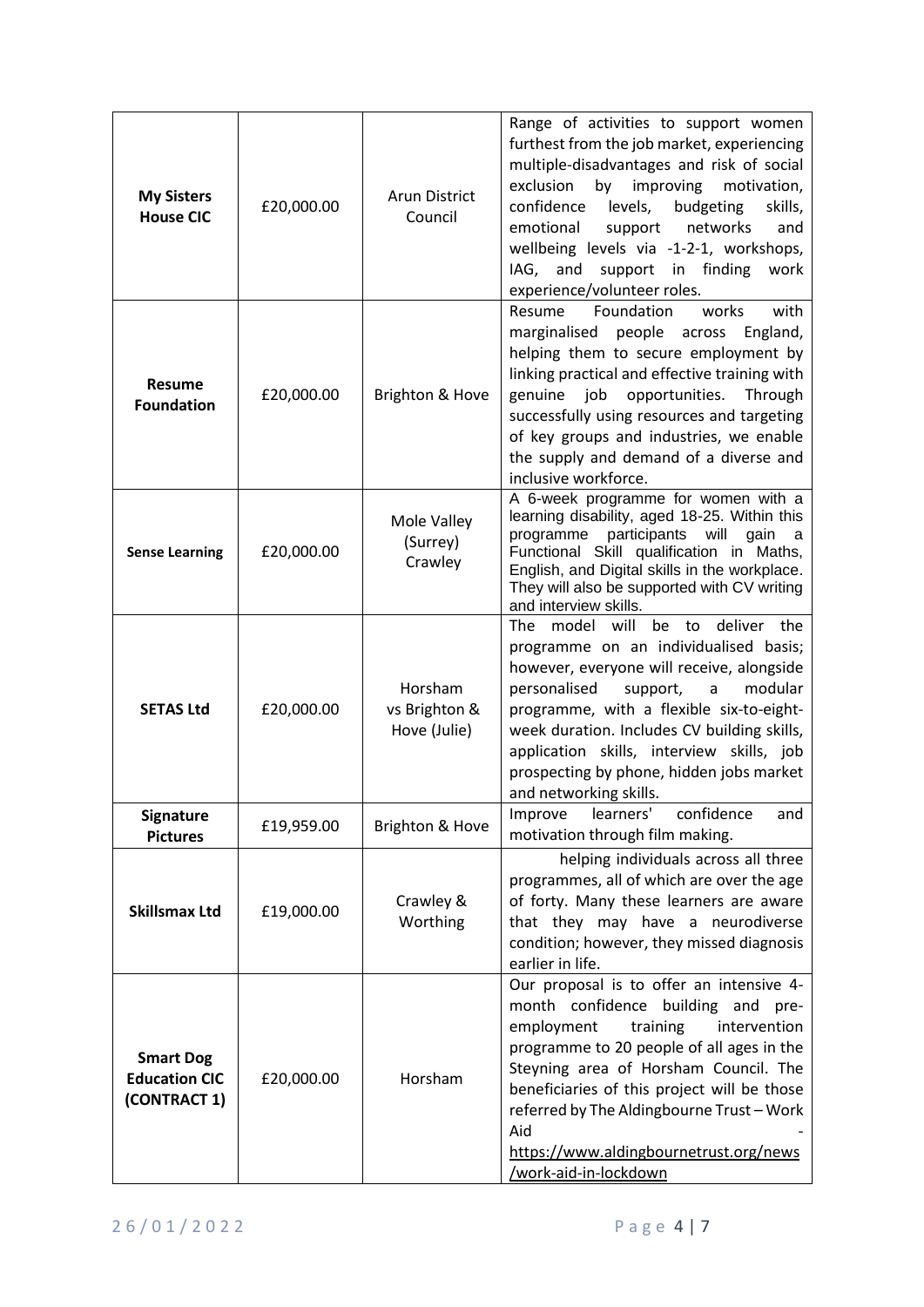| **My Sisters House CIC** | £20,000.00 | Arun District Council | Range of activities to support women furthest from the job market, experiencing multiple-disadvantages and risk of social exclusion by improving motivation, confidence levels, budgeting skills, emotional support networks and wellbeing levels via -1-2-1, workshops, IAG, and support in finding work experience/volunteer roles. |
|---|---|---|---|
| **Resume Foundation** | £20,000.00 | Brighton & Hove | Resume Foundation works with marginalised people across England, helping them to secure employment by linking practical and effective training with genuine job opportunities. Through successfully using resources and targeting of key groups and industries, we enable the supply and demand of a diverse and inclusive workforce. |
| **Sense Learning** | £20,000.00 | Mole Valley (Surrey) Crawley | A 6-week programme for women with a learning disability, aged 18-25. Within this programme participants will gain a Functional Skill qualification in Maths, English, and Digital skills in the workplace. They will also be supported with CV writing and interview skills. |
| **SETAS Ltd** | £20,000.00 | Horsham vs Brighton & Hove (Julie) | The model will be to deliver the programme on an individualised basis; however, everyone will receive, alongside personalised support, a modular programme, with a flexible six-to-eight-week duration. Includes CV building skills, application skills, interview skills, job prospecting by phone, hidden jobs market and networking skills. |
| **Signature Pictures** | £19,959.00 | Brighton & Hove | Improve learners' confidence and motivation through film making. |
| **Skillsmax Ltd** | £19,000.00 | Crawley & Worthing | helping individuals across all three programmes, all of which are over the age of forty. Many these learners are aware that they may have a neurodiverse condition; however, they missed diagnosis earlier in life. |
| **Smart Dog Education CIC (CONTRACT 1)** | £20,000.00 | Horsham | Our proposal is to offer an intensive 4-month confidence building and pre-employment training intervention programme to 20 people of all ages in the Steyning area of Horsham Council. The beneficiaries of this project will be those referred by The Aldingbourne Trust – Work Aid - https://www.aldingbournetrust.org/news/work-aid-in-lockdown |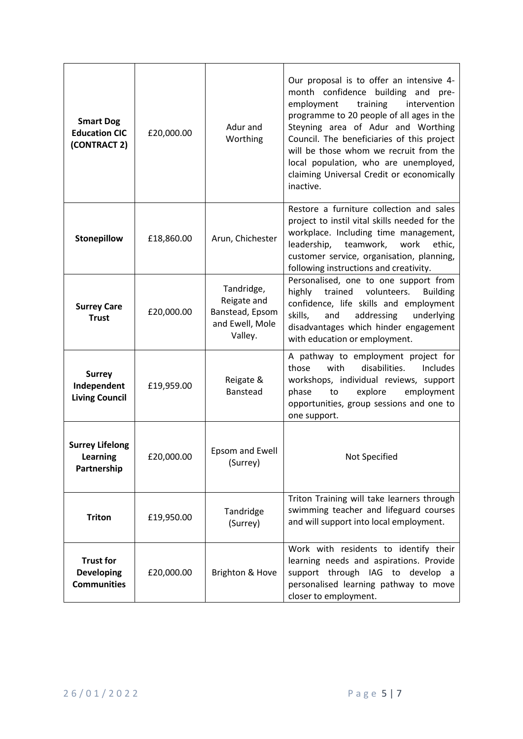| **Smart Dog Education CIC (CONTRACT 2)** | £20,000.00 | Adur and Worthing | Our proposal is to offer an intensive 4-month confidence building and pre-employment training intervention programme to 20 people of all ages in the Steyning area of Adur and Worthing Council. The beneficiaries of this project will be those whom we recruit from the local population, who are unemployed, claiming Universal Credit or economically inactive. |
|---|---|---|---|
| **Stonepillow** | £18,860.00 | Arun, Chichester | Restore a furniture collection and sales project to instil vital skills needed for the workplace. Including time management, leadership, teamwork, work ethic, customer service, organisation, planning, following instructions and creativity. |
| **Surrey Care Trust** | £20,000.00 | Tandridge, Reigate and Banstead, Epsom and Ewell, Mole Valley. | Personalised, one to one support from highly trained volunteers. Building confidence, life skills and employment skills, and addressing underlying disadvantages which hinder engagement with education or employment. |
| **Surrey Independent Living Council** | £19,959.00 | Reigate & Banstead | A pathway to employment project for those with disabilities. Includes workshops, individual reviews, support phase to explore employment opportunities, group sessions and one to one support. |
| **Surrey Lifelong Learning Partnership** | £20,000.00 | Epsom and Ewell (Surrey) | Not Specified |
| **Triton** | £19,950.00 | Tandridge (Surrey) | Triton Training will take learners through swimming teacher and lifeguard courses and will support into local employment. |
| **Trust for Developing Communities** | £20,000.00 | Brighton & Hove | Work with residents to identify their learning needs and aspirations. Provide support through IAG to develop a personalised learning pathway to move closer to employment. |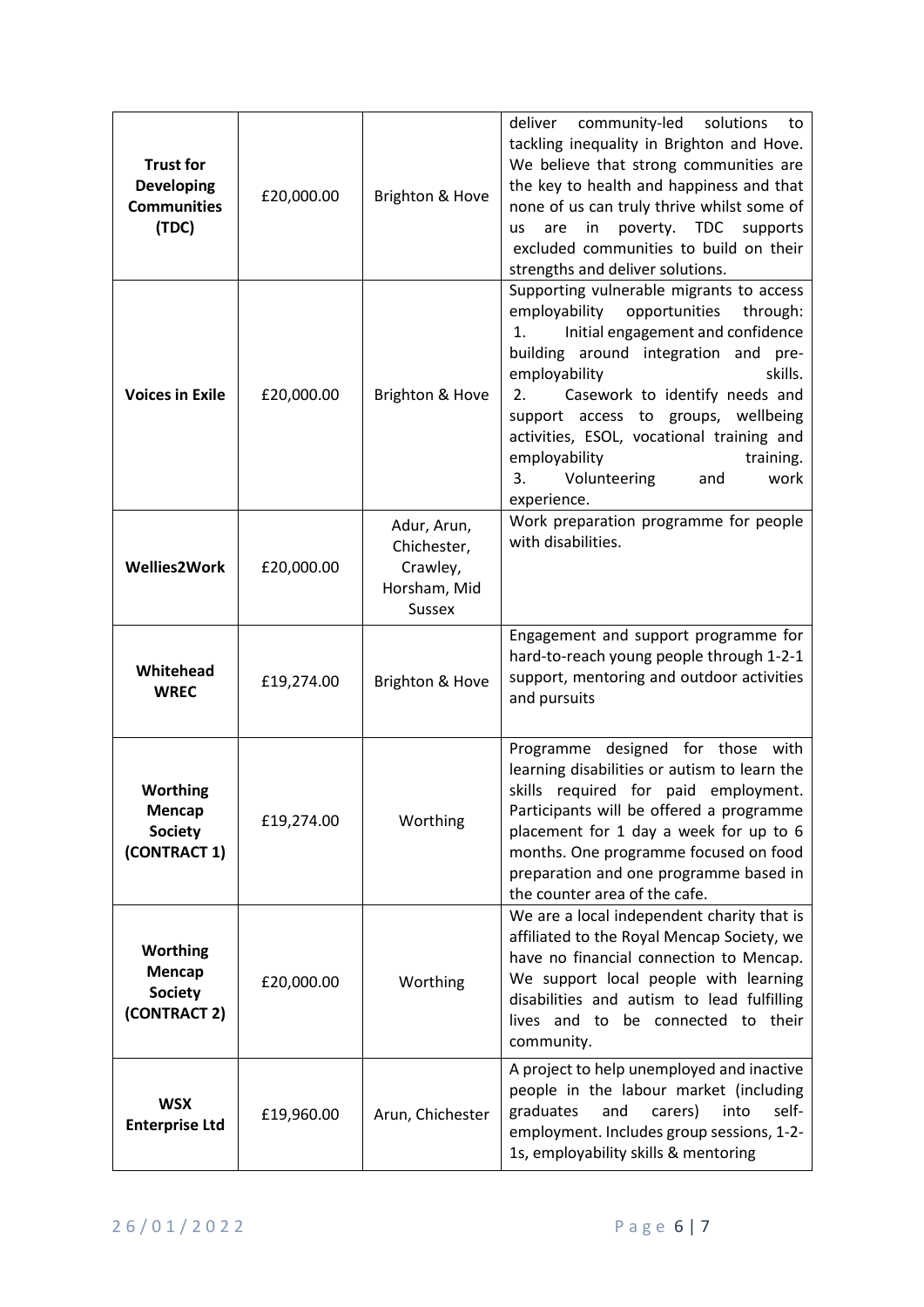| | | | |
|---|---|---|---|
| **Trust for Developing Communities (TDC)** | £20,000.00 | Brighton & Hove | deliver community-led solutions to tackling inequality in Brighton and Hove. We believe that strong communities are the key to health and happiness and that none of us can truly thrive whilst some of us are in poverty. TDC supports excluded communities to build on their strengths and deliver solutions. |
| **Voices in Exile** | £20,000.00 | Brighton & Hove | Supporting vulnerable migrants to access employability opportunities through: 1. Initial engagement and confidence building around integration and pre-employability skills. 2. Casework to identify needs and support access to groups, wellbeing activities, ESOL, vocational training and employability training. 3. Volunteering and work experience. |
| **Wellies2Work** | £20,000.00 | Adur, Arun, Chichester, Crawley, Horsham, Mid Sussex | Work preparation programme for people with disabilities. |
| **Whitehead WREC** | £19,274.00 | Brighton & Hove | Engagement and support programme for hard-to-reach young people through 1-2-1 support, mentoring and outdoor activities and pursuits |
| **Worthing Mencap Society (CONTRACT 1)** | £19,274.00 | Worthing | Programme designed for those with learning disabilities or autism to learn the skills required for paid employment. Participants will be offered a programme placement for 1 day a week for up to 6 months. One programme focused on food preparation and one programme based in the counter area of the cafe. |
| **Worthing Mencap Society (CONTRACT 2)** | £20,000.00 | Worthing | We are a local independent charity that is affiliated to the Royal Mencap Society, we have no financial connection to Mencap. We support local people with learning disabilities and autism to lead fulfilling lives and to be connected to their community. |
| **WSX Enterprise Ltd** | £19,960.00 | Arun, Chichester | A project to help unemployed and inactive people in the labour market (including graduates and carers) into self-employment. Includes group sessions, 1-2-1s, employability skills & mentoring |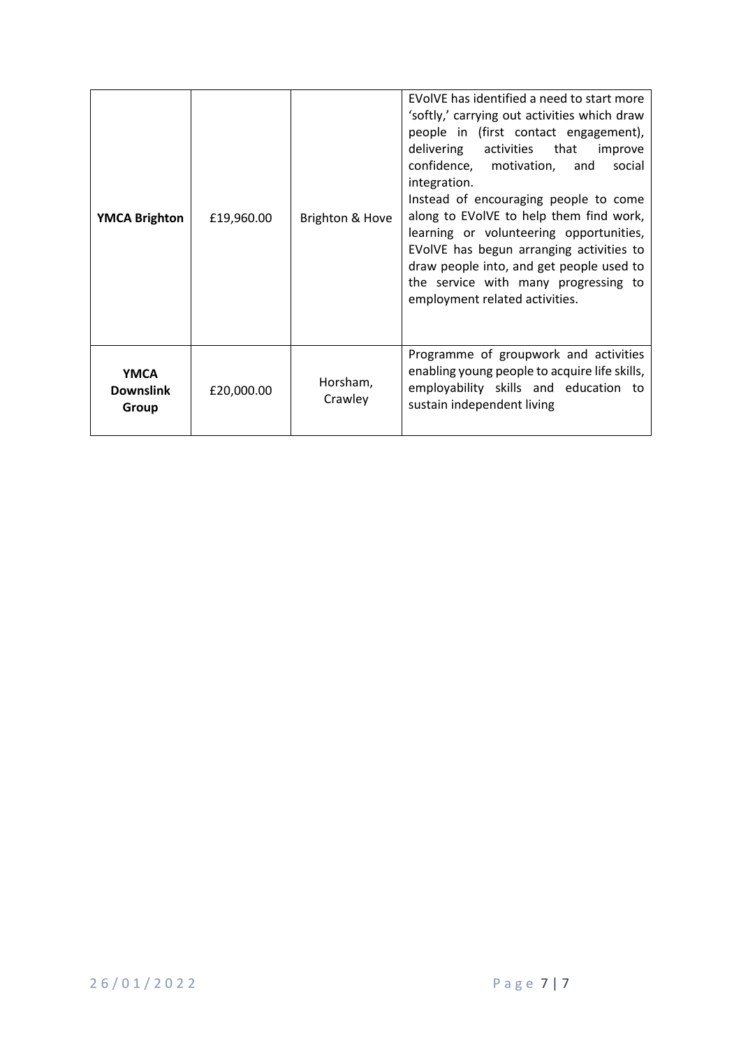| | | | |
|---|---|---|---|
| **YMCA Brighton** | £19,960.00 | Brighton & Hove | EVolVE has identified a need to start more 'softly,' carrying out activities which draw people in (first contact engagement), delivering activities that improve confidence, motivation, and social integration.<br>Instead of encouraging people to come along to EVolVE to help them find work, learning or volunteering opportunities, EVolVE has begun arranging activities to draw people into, and get people used to the service with many progressing to employment related activities. |
| **YMCA Downslink Group** | £20,000.00 | Horsham, Crawley | Programme of groupwork and activities enabling young people to acquire life skills, employability skills and education to sustain independent living |